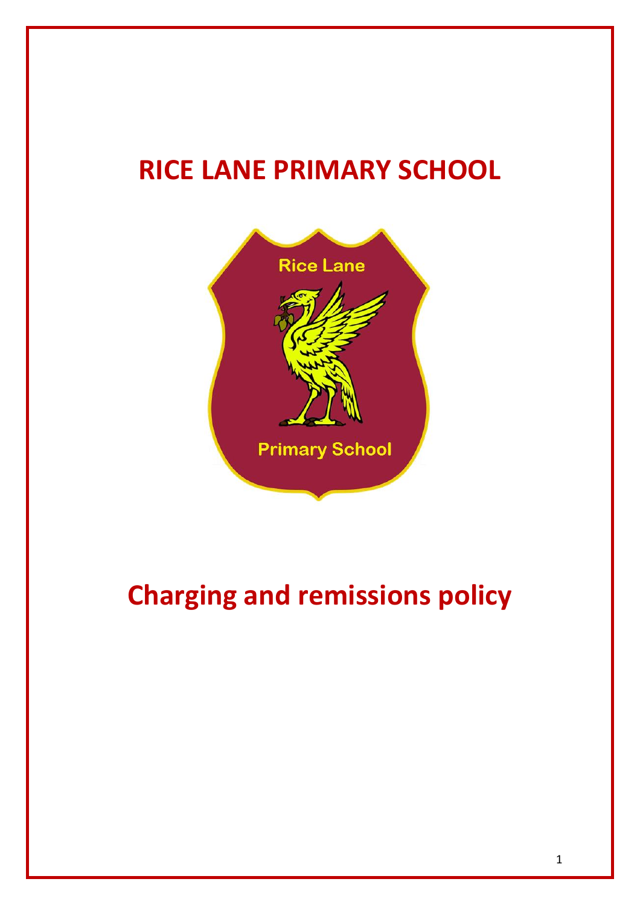# RICE LANE PRIMARY SCHOOL

# Charging and remissions policy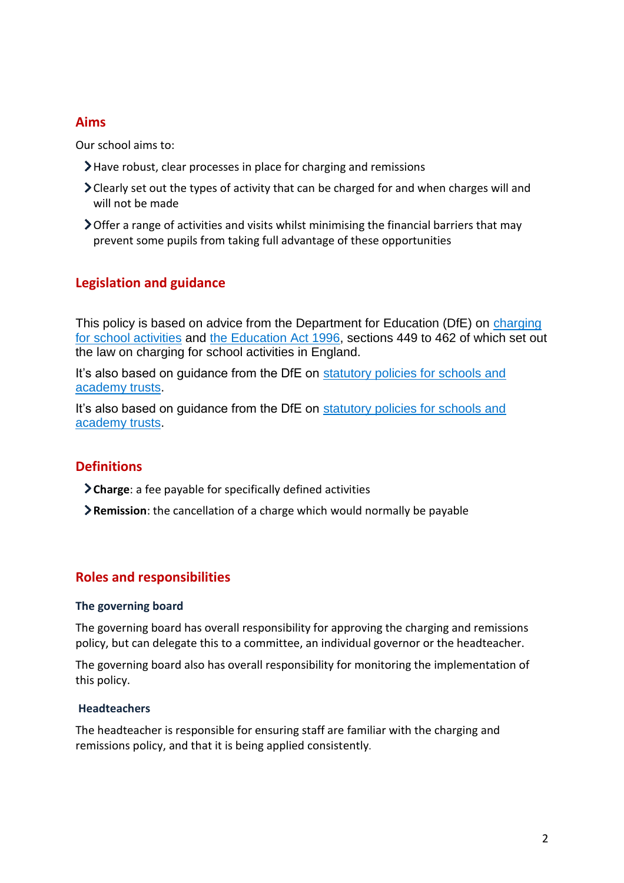## Aims

Our school aims to:

- Have robust, clear processes in place for charging and remissions
- Clearly set out the types of activity that can be charged for and when charges will and will not be made
- Offer a range of activities and visits whilst minimising the financial barriers that may prevent some pupils from taking full advantage of these opportunities

## Legislation and guidance

This policy is based on advice from the Department for Education (DfE) on charging for school activities and the Education Act 1996, sections 449 to 462 of which set out the law on charging for school activities in England.

It's also based on guidance from the DfE on statutory policies for schools and academy trusts.

It's also based on guidance from the DfE on statutory policies for schools and academy trusts.

## Definitions

- **Charge**: a fee payable for specifically defined activities
- **Remission**: the cancellation of a charge which would normally be payable

## Roles and responsibilities

### The governing board

The governing board has overall responsibility for approving the charging and remissions policy, but can delegate this to a committee, an individual governor or the headteacher.

The governing board also has overall responsibility for monitoring the implementation of this policy.

### Headteachers

The headteacher is responsible for ensuring staff are familiar with the charging and remissions policy, and that it is being applied consistently.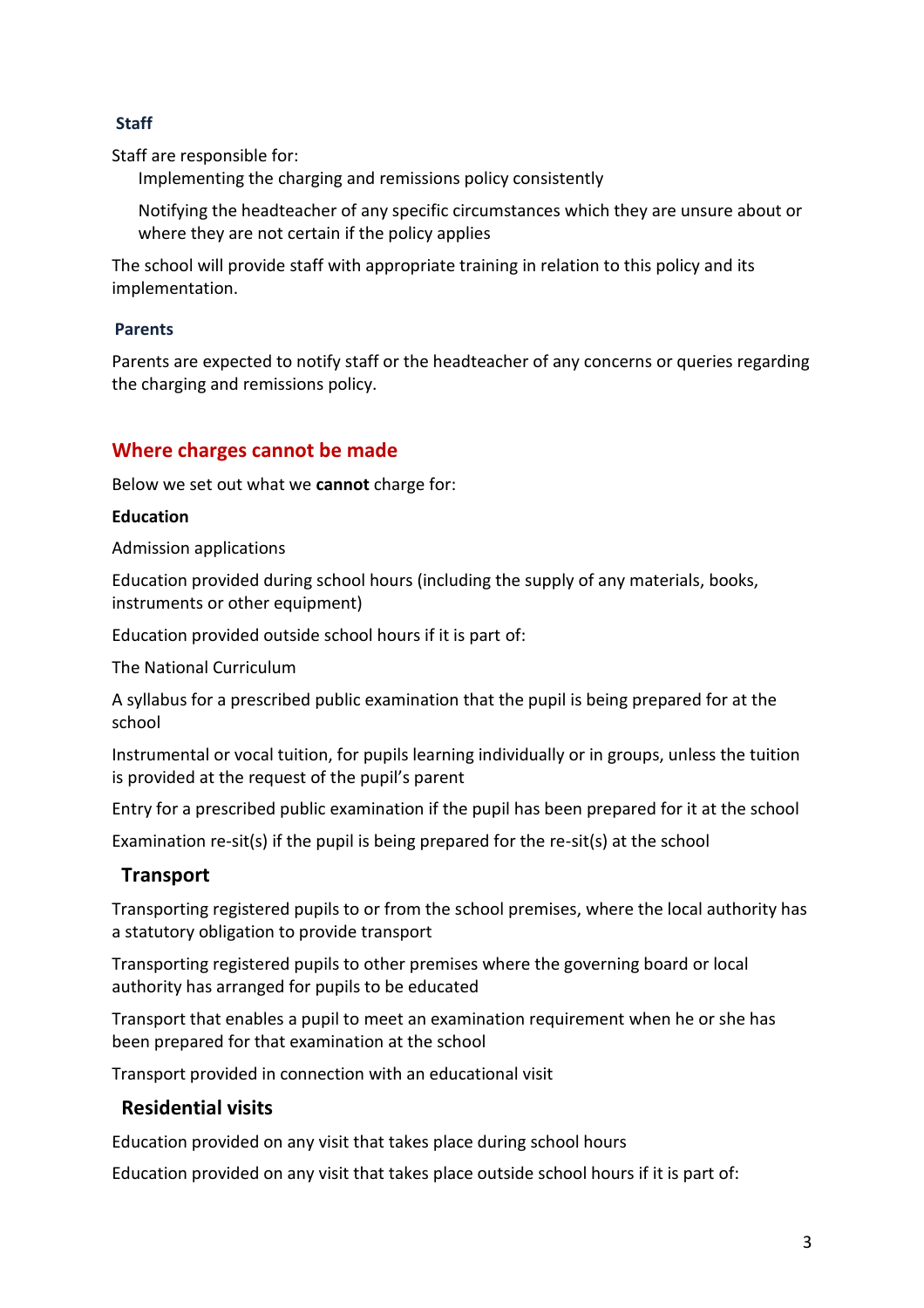### Staff

Staff are responsible for:

- Implementing the charging and remissions policy consistently
- Notifying the headteacher of any specific circumstances which they are unsure about or where they are not certain if the policy applies

The school will provide staff with appropriate training in relation to this policy and its implementation.

### Parents

Parents are expected to notify staff or the headteacher of any concerns or queries regarding the charging and remissions policy.

## Where charges cannot be made

Below we set out what we **cannot** charge for:

**Education**

Admission applications

Education provided during school hours (including the supply of any materials, books, instruments or other equipment)

Education provided outside school hours if it is part of:

The National Curriculum

A syllabus for a prescribed public examination that the pupil is being prepared for at the school

Instrumental or vocal tuition, for pupils learning individually or in groups, unless the tuition is provided at the request of the pupil's parent

Entry for a prescribed public examination if the pupil has been prepared for it at the school

Examination re-sit(s) if the pupil is being prepared for the re-sit(s) at the school

### Transport

Transporting registered pupils to or from the school premises, where the local authority has a statutory obligation to provide transport

Transporting registered pupils to other premises where the governing board or local authority has arranged for pupils to be educated

Transport that enables a pupil to meet an examination requirement when he or she has been prepared for that examination at the school

Transport provided in connection with an educational visit

### Residential visits

Education provided on any visit that takes place during school hours

Education provided on any visit that takes place outside school hours if it is part of: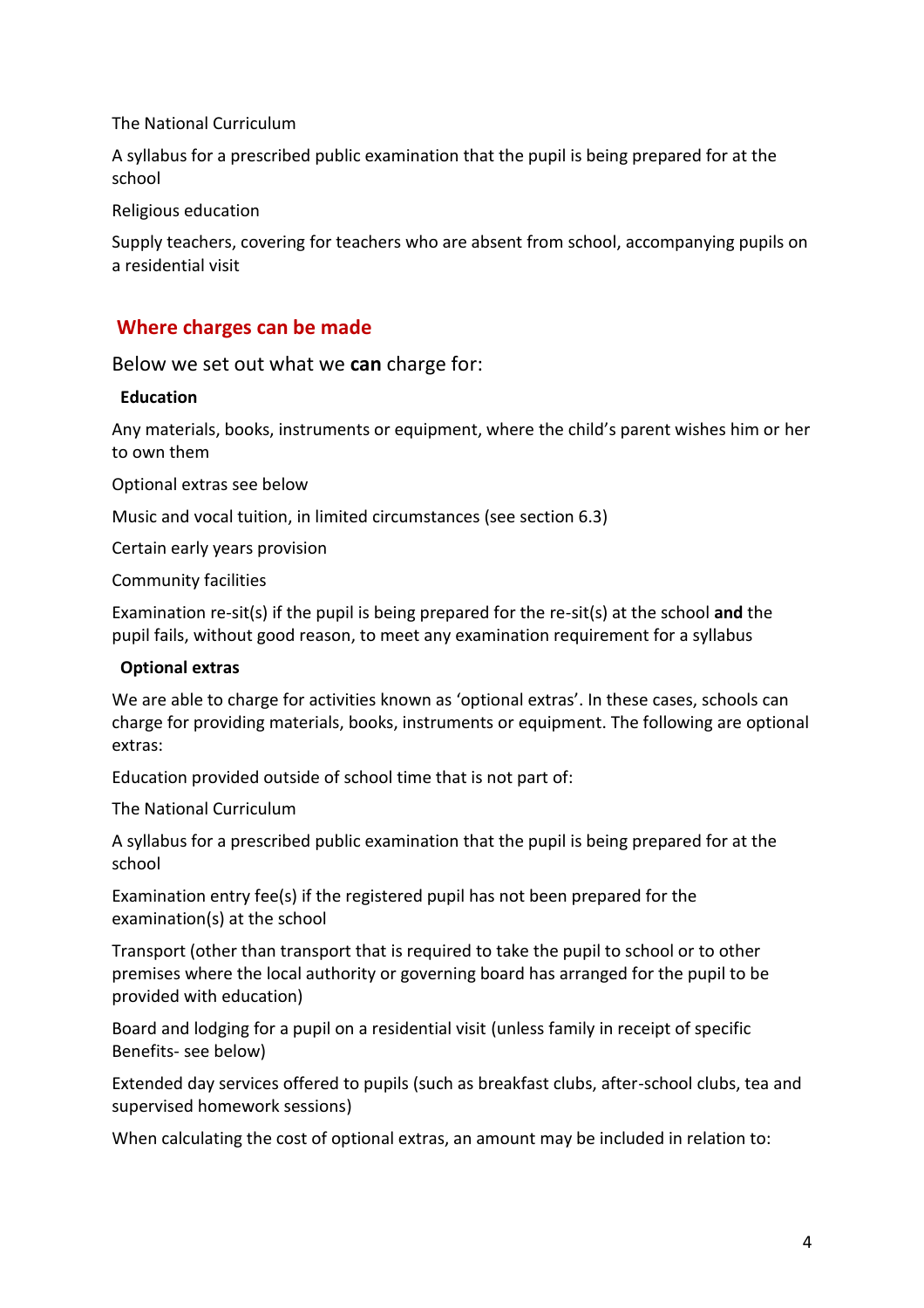The National Curriculum

A syllabus for a prescribed public examination that the pupil is being prepared for at the school

Religious education

Supply teachers, covering for teachers who are absent from school, accompanying pupils on a residential visit

## Where charges can be made

Below we set out what we **can** charge for:

**Education**

Any materials, books, instruments or equipment, where the child's parent wishes him or her to own them

Optional extras see below

Music and vocal tuition, in limited circumstances (see section 6.3)

Certain early years provision

Community facilities

Examination re-sit(s) if the pupil is being prepared for the re-sit(s) at the school **and** the pupil fails, without good reason, to meet any examination requirement for a syllabus

**Optional extras**

We are able to charge for activities known as 'optional extras'. In these cases, schools can charge for providing materials, books, instruments or equipment. The following are optional extras:

Education provided outside of school time that is not part of:

The National Curriculum

A syllabus for a prescribed public examination that the pupil is being prepared for at the school

Examination entry fee(s) if the registered pupil has not been prepared for the examination(s) at the school

Transport (other than transport that is required to take the pupil to school or to other premises where the local authority or governing board has arranged for the pupil to be provided with education)

Board and lodging for a pupil on a residential visit (unless family in receipt of specific Benefits- see below)

Extended day services offered to pupils (such as breakfast clubs, after-school clubs, tea and supervised homework sessions)

When calculating the cost of optional extras, an amount may be included in relation to: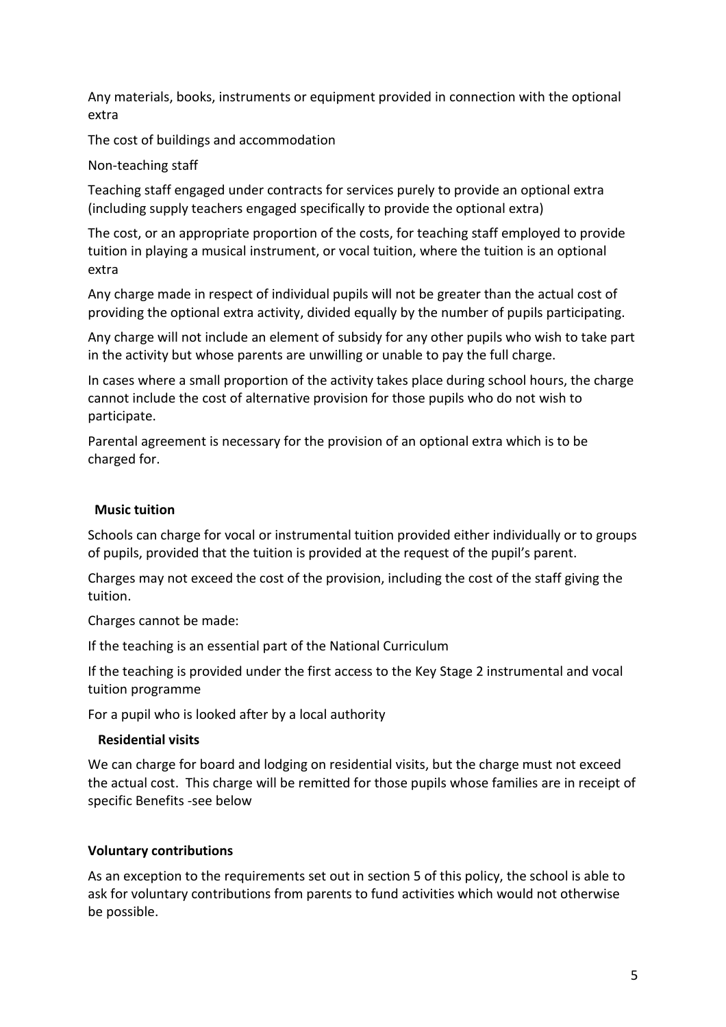Any materials, books, instruments or equipment provided in connection with the optional extra

The cost of buildings and accommodation

Non-teaching staff

Teaching staff engaged under contracts for services purely to provide an optional extra (including supply teachers engaged specifically to provide the optional extra)

The cost, or an appropriate proportion of the costs, for teaching staff employed to provide tuition in playing a musical instrument, or vocal tuition, where the tuition is an optional extra

Any charge made in respect of individual pupils will not be greater than the actual cost of providing the optional extra activity, divided equally by the number of pupils participating.

Any charge will not include an element of subsidy for any other pupils who wish to take part in the activity but whose parents are unwilling or unable to pay the full charge.

In cases where a small proportion of the activity takes place during school hours, the charge cannot include the cost of alternative provision for those pupils who do not wish to participate.

Parental agreement is necessary for the provision of an optional extra which is to be charged for.

**Music tuition**

Schools can charge for vocal or instrumental tuition provided either individually or to groups of pupils, provided that the tuition is provided at the request of the pupil's parent.

Charges may not exceed the cost of the provision, including the cost of the staff giving the tuition.

Charges cannot be made:

If the teaching is an essential part of the National Curriculum

If the teaching is provided under the first access to the Key Stage 2 instrumental and vocal tuition programme

For a pupil who is looked after by a local authority

**Residential visits**

We can charge for board and lodging on residential visits, but the charge must not exceed the actual cost. This charge will be remitted for those pupils whose families are in receipt of specific Benefits -see below

**Voluntary contributions**

As an exception to the requirements set out in section 5 of this policy, the school is able to ask for voluntary contributions from parents to fund activities which would not otherwise be possible.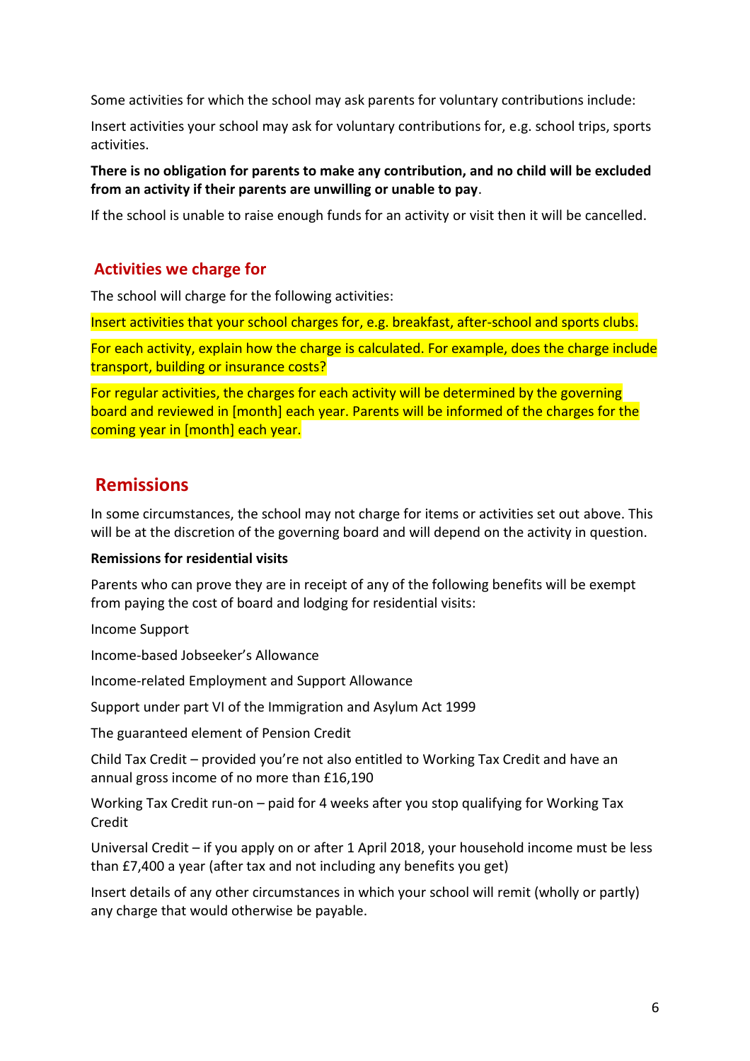Some activities for which the school may ask parents for voluntary contributions include:

Insert activities your school may ask for voluntary contributions for, e.g. school trips, sports activities.

**There is no obligation for parents to make any contribution, and no child will be excluded from an activity if their parents are unwilling or unable to pay**.

If the school is unable to raise enough funds for an activity or visit then it will be cancelled.

### Activities we charge for

The school will charge for the following activities:

Insert activities that your school charges for, e.g. breakfast, after-school and sports clubs.

For each activity, explain how the charge is calculated. For example, does the charge include transport, building or insurance costs?

For regular activities, the charges for each activity will be determined by the governing board and reviewed in [month] each year. Parents will be informed of the charges for the coming year in [month] each year.

## Remissions

In some circumstances, the school may not charge for items or activities set out above. This will be at the discretion of the governing board and will depend on the activity in question.

**Remissions for residential visits**

Parents who can prove they are in receipt of any of the following benefits will be exempt from paying the cost of board and lodging for residential visits:

Income Support

Income-based Jobseeker's Allowance

Income-related Employment and Support Allowance

Support under part VI of the Immigration and Asylum Act 1999

The guaranteed element of Pension Credit

Child Tax Credit – provided you're not also entitled to Working Tax Credit and have an annual gross income of no more than £16,190

Working Tax Credit run-on – paid for 4 weeks after you stop qualifying for Working Tax Credit

Universal Credit – if you apply on or after 1 April 2018, your household income must be less than £7,400 a year (after tax and not including any benefits you get)

Insert details of any other circumstances in which your school will remit (wholly or partly) any charge that would otherwise be payable.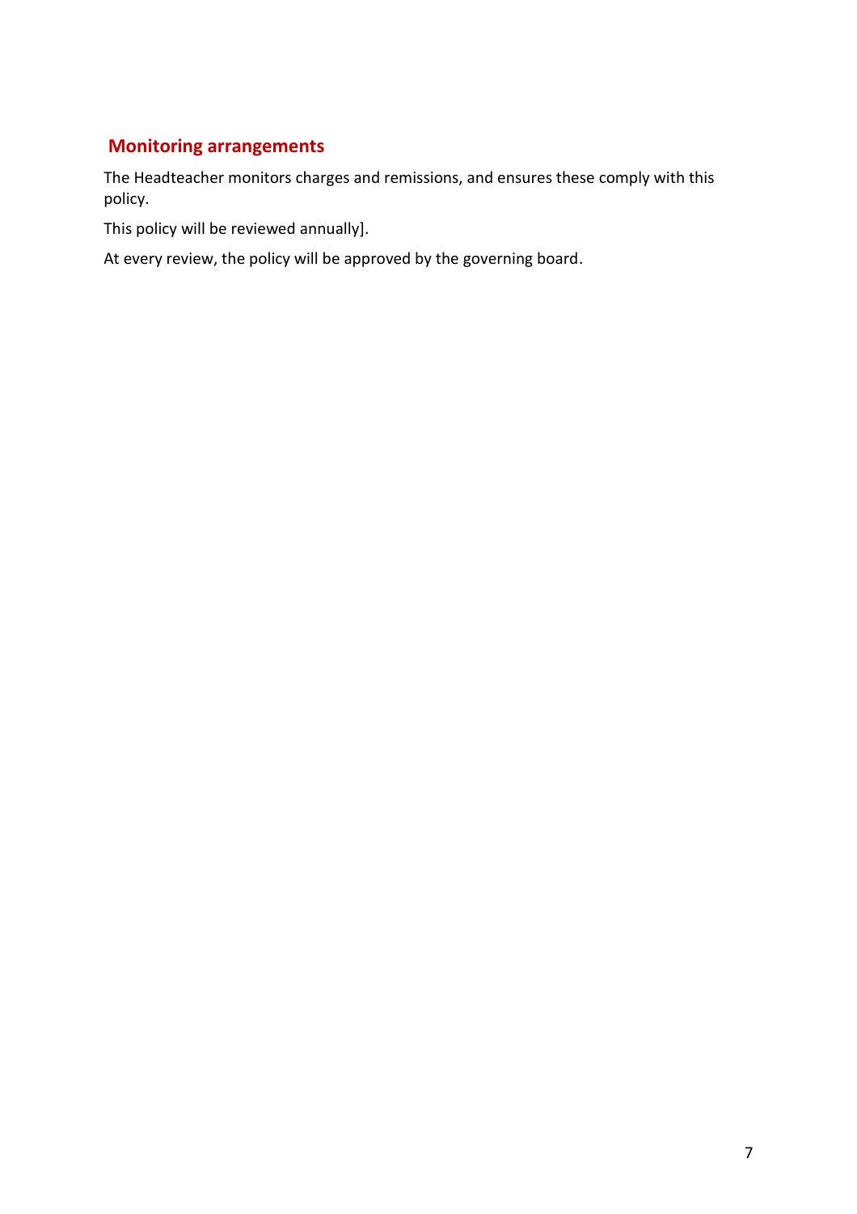## Monitoring arrangements

The Headteacher monitors charges and remissions, and ensures these comply with this policy.

This policy will be reviewed annually].

At every review, the policy will be approved by the governing board.